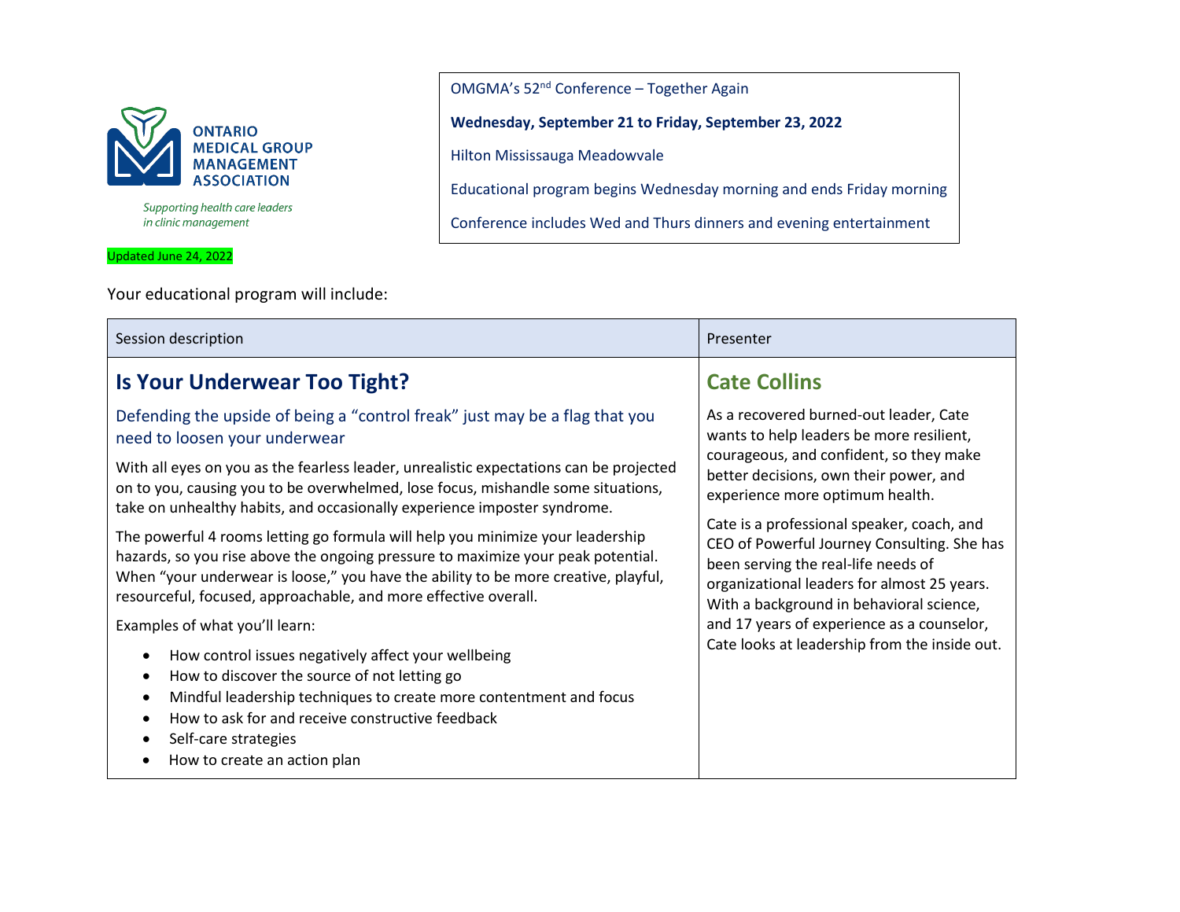**ONTARIO MEDICAL GROUP MANAGEMENT ASSOCIATION**

*Supporting health care leaders in clinic management*

Updated June 24, 2022

OMGMA's 52nd Conference – Together Again

**Wednesday, September 21 to Friday, September 23, 2022**

Hilton Mississauga Meadowvale

Educational program begins Wednesday morning and ends Friday morning

Conference includes Wed and Thurs dinners and evening entertainment

Your educational program will include:

| Session description | Presenter |
| --- | --- |
| **Is Your Underwear Too Tight?**<br><br>Defending the upside of being a "control freak" just may be a flag that you need to loosen your underwear<br><br>With all eyes on you as the fearless leader, unrealistic expectations can be projected on to you, causing you to be overwhelmed, lose focus, mishandle some situations, take on unhealthy habits, and occasionally experience imposter syndrome.<br><br>The powerful 4 rooms letting go formula will help you minimize your leadership hazards, so you rise above the ongoing pressure to maximize your peak potential. When "your underwear is loose," you have the ability to be more creative, playful, resourceful, focused, approachable, and more effective overall.<br><br>Examples of what you'll learn:<br>• How control issues negatively affect your wellbeing<br>• How to discover the source of not letting go<br>• Mindful leadership techniques to create more contentment and focus<br>• How to ask for and receive constructive feedback<br>• Self-care strategies<br>• How to create an action plan | **Cate Collins**<br><br>As a recovered burned-out leader, Cate wants to help leaders be more resilient, courageous, and confident, so they make better decisions, own their power, and experience more optimum health.<br><br>Cate is a professional speaker, coach, and CEO of Powerful Journey Consulting. She has been serving the real-life needs of organizational leaders for almost 25 years. With a background in behavioral science, and 17 years of experience as a counselor, Cate looks at leadership from the inside out. |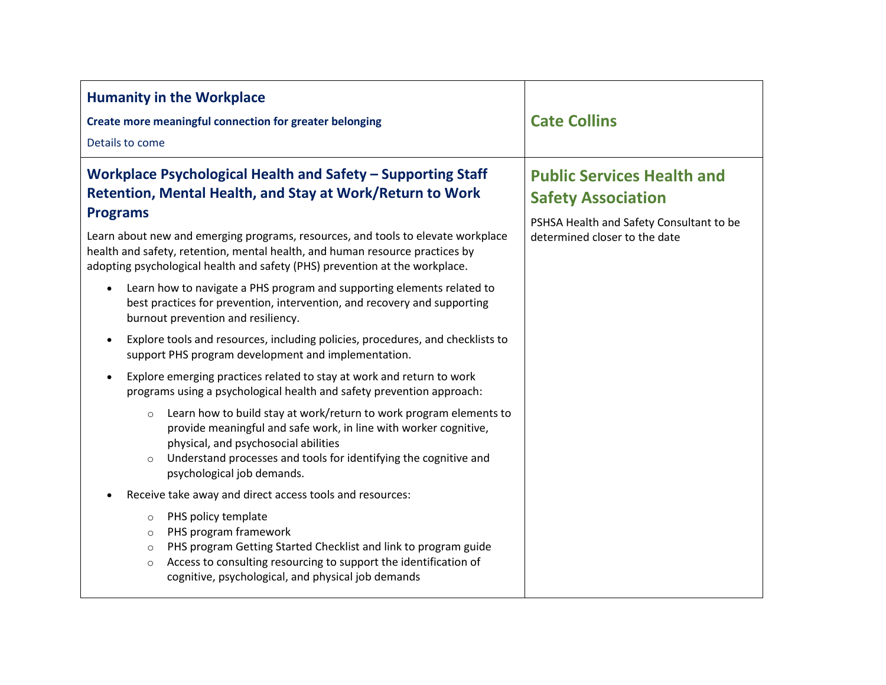| | |
|---|---|
| **Humanity in the Workplace**<br><br>**Create more meaningful connection for greater belonging**<br><br>Details to come | **Cate Collins** |
| **Workplace Psychological Health and Safety – Supporting Staff Retention, Mental Health, and Stay at Work/Return to Work Programs**<br><br>Learn about new and emerging programs, resources, and tools to elevate workplace health and safety, retention, mental health, and human resource practices by adopting psychological health and safety (PHS) prevention at the workplace.<br><br>• Learn how to navigate a PHS program and supporting elements related to best practices for prevention, intervention, and recovery and supporting burnout prevention and resiliency.<br>• Explore tools and resources, including policies, procedures, and checklists to support PHS program development and implementation.<br>• Explore emerging practices related to stay at work and return to work programs using a psychological health and safety prevention approach:<br>&nbsp;&nbsp;&nbsp;&nbsp;○ Learn how to build stay at work/return to work program elements to provide meaningful and safe work, in line with worker cognitive, physical, and psychosocial abilities<br>&nbsp;&nbsp;&nbsp;&nbsp;○ Understand processes and tools for identifying the cognitive and psychological job demands.<br>• Receive take away and direct access tools and resources:<br>&nbsp;&nbsp;&nbsp;&nbsp;○ PHS policy template<br>&nbsp;&nbsp;&nbsp;&nbsp;○ PHS program framework<br>&nbsp;&nbsp;&nbsp;&nbsp;○ PHS program Getting Started Checklist and link to program guide<br>&nbsp;&nbsp;&nbsp;&nbsp;○ Access to consulting resourcing to support the identification of cognitive, psychological, and physical job demands | **Public Services Health and Safety Association**<br><br>PSHSA Health and Safety Consultant to be determined closer to the date |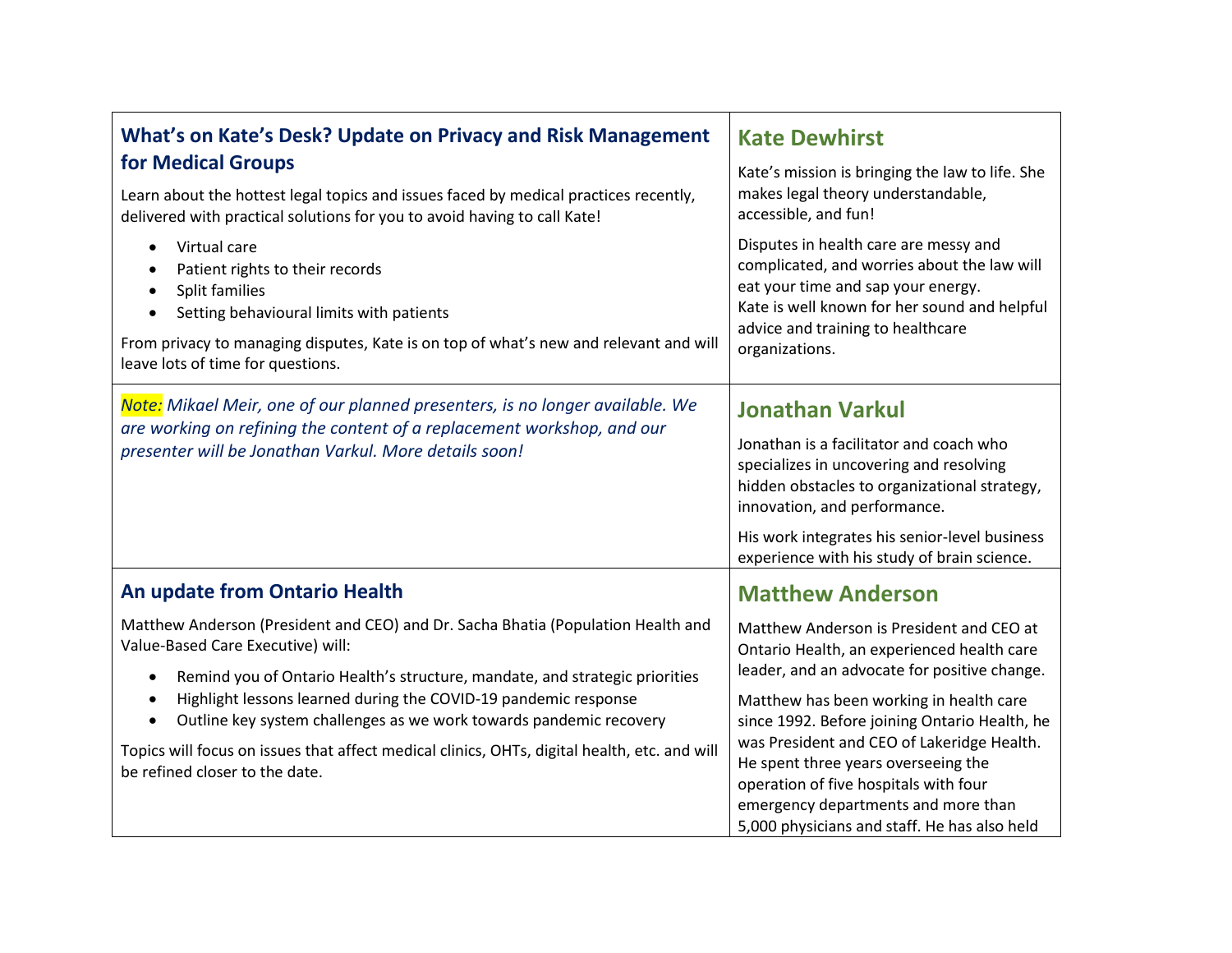| | |
|---|---|
| **What's on Kate's Desk? Update on Privacy and Risk Management for Medical Groups**<br><br>Learn about the hottest legal topics and issues faced by medical practices recently, delivered with practical solutions for you to avoid having to call Kate!<br><br>• Virtual care<br>• Patient rights to their records<br>• Split families<br>• Setting behavioural limits with patients<br><br>From privacy to managing disputes, Kate is on top of what's new and relevant and will leave lots of time for questions. | **Kate Dewhirst**<br><br>Kate's mission is bringing the law to life. She makes legal theory understandable, accessible, and fun!<br><br>Disputes in health care are messy and complicated, and worries about the law will eat your time and sap your energy. Kate is well known for her sound and helpful advice and training to healthcare organizations. |
| *Note: Mikael Meir, one of our planned presenters, is no longer available. We are working on refining the content of a replacement workshop, and our presenter will be Jonathan Varkul. More details soon!* | **Jonathan Varkul**<br><br>Jonathan is a facilitator and coach who specializes in uncovering and resolving hidden obstacles to organizational strategy, innovation, and performance.<br><br>His work integrates his senior-level business experience with his study of brain science. |
| **An update from Ontario Health**<br><br>Matthew Anderson (President and CEO) and Dr. Sacha Bhatia (Population Health and Value-Based Care Executive) will:<br><br>• Remind you of Ontario Health's structure, mandate, and strategic priorities<br>• Highlight lessons learned during the COVID-19 pandemic response<br>• Outline key system challenges as we work towards pandemic recovery<br><br>Topics will focus on issues that affect medical clinics, OHTs, digital health, etc. and will be refined closer to the date. | **Matthew Anderson**<br><br>Matthew Anderson is President and CEO at Ontario Health, an experienced health care leader, and an advocate for positive change.<br><br>Matthew has been working in health care since 1992. Before joining Ontario Health, he was President and CEO of Lakeridge Health. He spent three years overseeing the operation of five hospitals with four emergency departments and more than 5,000 physicians and staff. He has also held |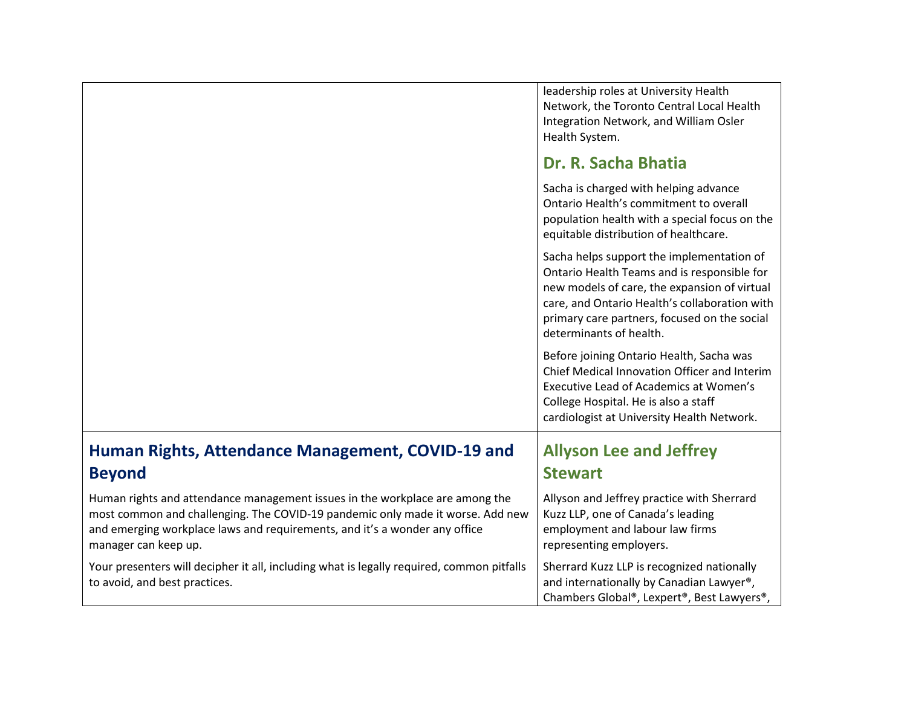| | |
|---|---|
| | leadership roles at University Health Network, the Toronto Central Local Health Integration Network, and William Osler Health System.<br><br>**Dr. R. Sacha Bhatia**<br><br>Sacha is charged with helping advance Ontario Health's commitment to overall population health with a special focus on the equitable distribution of healthcare.<br><br>Sacha helps support the implementation of Ontario Health Teams and is responsible for new models of care, the expansion of virtual care, and Ontario Health's collaboration with primary care partners, focused on the social determinants of health.<br><br>Before joining Ontario Health, Sacha was Chief Medical Innovation Officer and Interim Executive Lead of Academics at Women's College Hospital. He is also a staff cardiologist at University Health Network. |
| **Human Rights, Attendance Management, COVID-19 and Beyond**<br><br>Human rights and attendance management issues in the workplace are among the most common and challenging. The COVID-19 pandemic only made it worse. Add new and emerging workplace laws and requirements, and it's a wonder any office manager can keep up.<br><br>Your presenters will decipher it all, including what is legally required, common pitfalls to avoid, and best practices. | **Allyson Lee and Jeffrey Stewart**<br><br>Allyson and Jeffrey practice with Sherrard Kuzz LLP, one of Canada's leading employment and labour law firms representing employers.<br><br>Sherrard Kuzz LLP is recognized nationally and internationally by Canadian Lawyer®, Chambers Global®, Lexpert®, Best Lawyers®, |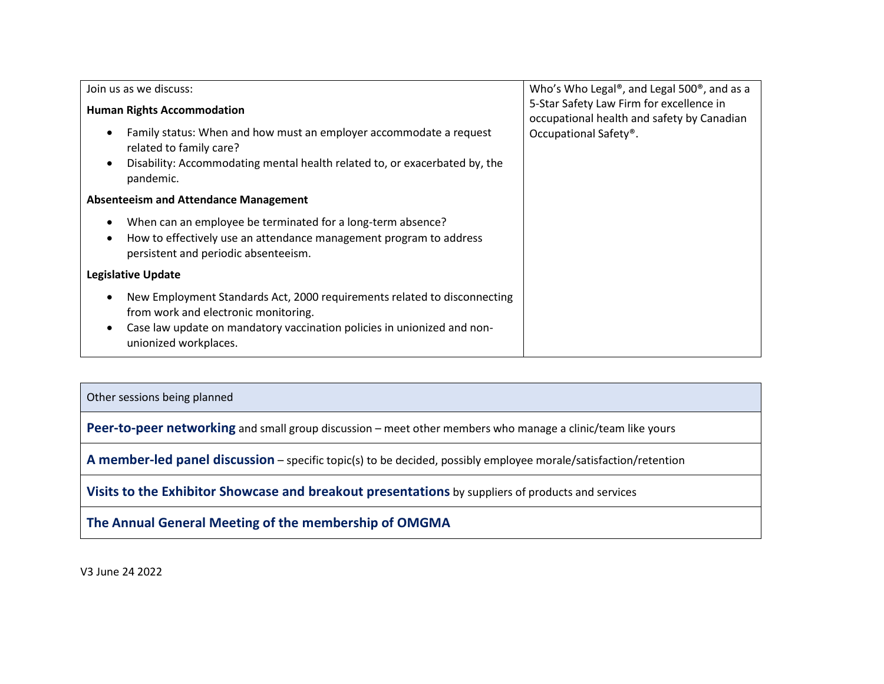| | |
|---|---|
| Join us as we discuss:<br><br>**Human Rights Accommodation**<br>• Family status: When and how must an employer accommodate a request related to family care?<br>• Disability: Accommodating mental health related to, or exacerbated by, the pandemic.<br><br>**Absenteeism and Attendance Management**<br>• When can an employee be terminated for a long-term absence?<br>• How to effectively use an attendance management program to address persistent and periodic absenteeism.<br><br>**Legislative Update**<br>• New Employment Standards Act, 2000 requirements related to disconnecting from work and electronic monitoring.<br>• Case law update on mandatory vaccination policies in unionized and non-unionized workplaces. | Who's Who Legal®, and Legal 500®, and as a 5-Star Safety Law Firm for excellence in occupational health and safety by Canadian Occupational Safety®. |

| Other sessions being planned |
|---|
| **Peer-to-peer networking** and small group discussion – meet other members who manage a clinic/team like yours |
| **A member-led panel discussion** – specific topic(s) to be decided, possibly employee morale/satisfaction/retention |
| **Visits to the Exhibitor Showcase and breakout presentations** by suppliers of products and services |
| **The Annual General Meeting of the membership of OMGMA** |

V3 June 24 2022